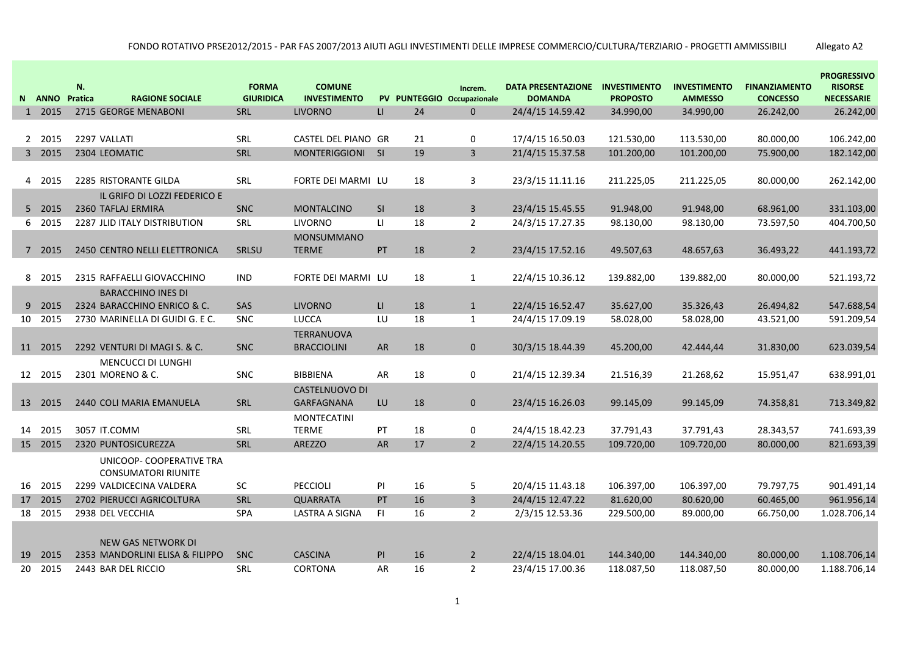FONDO ROTATIVO PRSE2012/2015 - PAR FAS 2007/2013 AIUTI AGLI INVESTIMENTI DELLE IMPRESE COMMERCIO/CULTURA/TERZIARIO - PROGETTI AMMISSIBILI Allegato A2

| N | ANNO | N. Pratica | RAGIONE SOCIALE | FORMA GIURIDICA | COMUNE INVESTIMENTO | PV | PUNTEGGIO | Increm. Occupazionale | DATA PRESENTAZIONE DOMANDA | INVESTIMENTO PROPOSTO | INVESTIMENTO AMMESSO | FINANZIAMENTO CONCESSO | PROGRESSIVO RISORSE NECESSARIE |
|---|---|---|---|---|---|---|---|---|---|---|---|---|---|
| 1 | 2015 | 2715 | GEORGE MENABONI | SRL | LIVORNO | LI | 24 | 0 | 24/4/15 14.59.42 | 34.990,00 | 34.990,00 | 26.242,00 | 26.242,00 |
| 2 | 2015 | 2297 | VALLATI | SRL | CASTEL DEL PIANO | GR | 21 | 0 | 17/4/15 16.50.03 | 121.530,00 | 113.530,00 | 80.000,00 | 106.242,00 |
| 3 | 2015 | 2304 | LEOMATIC | SRL | MONTERIGGIONI | SI | 19 | 3 | 21/4/15 15.37.58 | 101.200,00 | 101.200,00 | 75.900,00 | 182.142,00 |
| 4 | 2015 | 2285 | RISTORANTE GILDA | SRL | FORTE DEI MARMI | LU | 18 | 3 | 23/3/15 11.11.16 | 211.225,05 | 211.225,05 | 80.000,00 | 262.142,00 |
| 5 | 2015 | 2360 | IL GRIFO DI LOZZI FEDERICO E TAFLAJ ERMIRA | SNC | MONTALCINO | SI | 18 | 3 | 23/4/15 15.45.55 | 91.948,00 | 91.948,00 | 68.961,00 | 331.103,00 |
| 6 | 2015 | 2287 | JLID ITALY DISTRIBUTION | SRL | LIVORNO | LI | 18 | 2 | 24/3/15 17.27.35 | 98.130,00 | 98.130,00 | 73.597,50 | 404.700,50 |
| 7 | 2015 | 2450 | CENTRO NELLI ELETTRONICA | SRLSU | MONSUMMANO TERME | PT | 18 | 2 | 23/4/15 17.52.16 | 49.507,63 | 48.657,63 | 36.493,22 | 441.193,72 |
| 8 | 2015 | 2315 | RAFFAELLI GIOVACCHINO | IND | FORTE DEI MARMI | LU | 18 | 1 | 22/4/15 10.36.12 | 139.882,00 | 139.882,00 | 80.000,00 | 521.193,72 |
| 9 | 2015 | 2324 | BARACCHINO INES DI BARACCHINO ENRICO & C. | SAS | LIVORNO | LI | 18 | 1 | 22/4/15 16.52.47 | 35.627,00 | 35.326,43 | 26.494,82 | 547.688,54 |
| 10 | 2015 | 2730 | MARINELLA DI GUIDI G. E C. | SNC | LUCCA | LU | 18 | 1 | 24/4/15 17.09.19 | 58.028,00 | 58.028,00 | 43.521,00 | 591.209,54 |
| 11 | 2015 | 2292 | VENTURI DI MAGI S. & C. | SNC | TERRANUOVA BRACCIOLINI | AR | 18 | 0 | 30/3/15 18.44.39 | 45.200,00 | 42.444,44 | 31.830,00 | 623.039,54 |
| 12 | 2015 | 2301 | MENCUCCI DI LUNGHI MORENO & C. | SNC | BIBBIENA | AR | 18 | 0 | 21/4/15 12.39.34 | 21.516,39 | 21.268,62 | 15.951,47 | 638.991,01 |
| 13 | 2015 | 2440 | COLI MARIA EMANUELA | SRL | CASTELNUOVO DI GARFAGNANA | LU | 18 | 0 | 23/4/15 16.26.03 | 99.145,09 | 99.145,09 | 74.358,81 | 713.349,82 |
| 14 | 2015 | 3057 | IT.COMM | SRL | MONTECATINI TERME | PT | 18 | 0 | 24/4/15 18.42.23 | 37.791,43 | 37.791,43 | 28.343,57 | 741.693,39 |
| 15 | 2015 | 2320 | PUNTOSICUREZZA | SRL | AREZZO | AR | 17 | 2 | 22/4/15 14.20.55 | 109.720,00 | 109.720,00 | 80.000,00 | 821.693,39 |
| 16 | 2015 | 2299 | UNICOOP- COOPERATIVE TRA CONSUMATORI RIUNITE VALDICECINA VALDERA | SC | PECCIOLI | PI | 16 | 5 | 20/4/15 11.43.18 | 106.397,00 | 106.397,00 | 79.797,75 | 901.491,14 |
| 17 | 2015 | 2702 | PIERUCCI AGRICOLTURA | SRL | QUARRATA | PT | 16 | 3 | 24/4/15 12.47.22 | 81.620,00 | 80.620,00 | 60.465,00 | 961.956,14 |
| 18 | 2015 | 2938 | DEL VECCHIA | SPA | LASTRA A SIGNA | FI | 16 | 2 | 2/3/15 12.53.36 | 229.500,00 | 89.000,00 | 66.750,00 | 1.028.706,14 |
| 19 | 2015 | 2353 | NEW GAS NETWORK DI MANDORLINI ELISA & FILIPPO | SNC | CASCINA | PI | 16 | 2 | 22/4/15 18.04.01 | 144.340,00 | 144.340,00 | 80.000,00 | 1.108.706,14 |
| 20 | 2015 | 2443 | BAR DEL RICCIO | SRL | CORTONA | AR | 16 | 2 | 23/4/15 17.00.36 | 118.087,50 | 118.087,50 | 80.000,00 | 1.188.706,14 |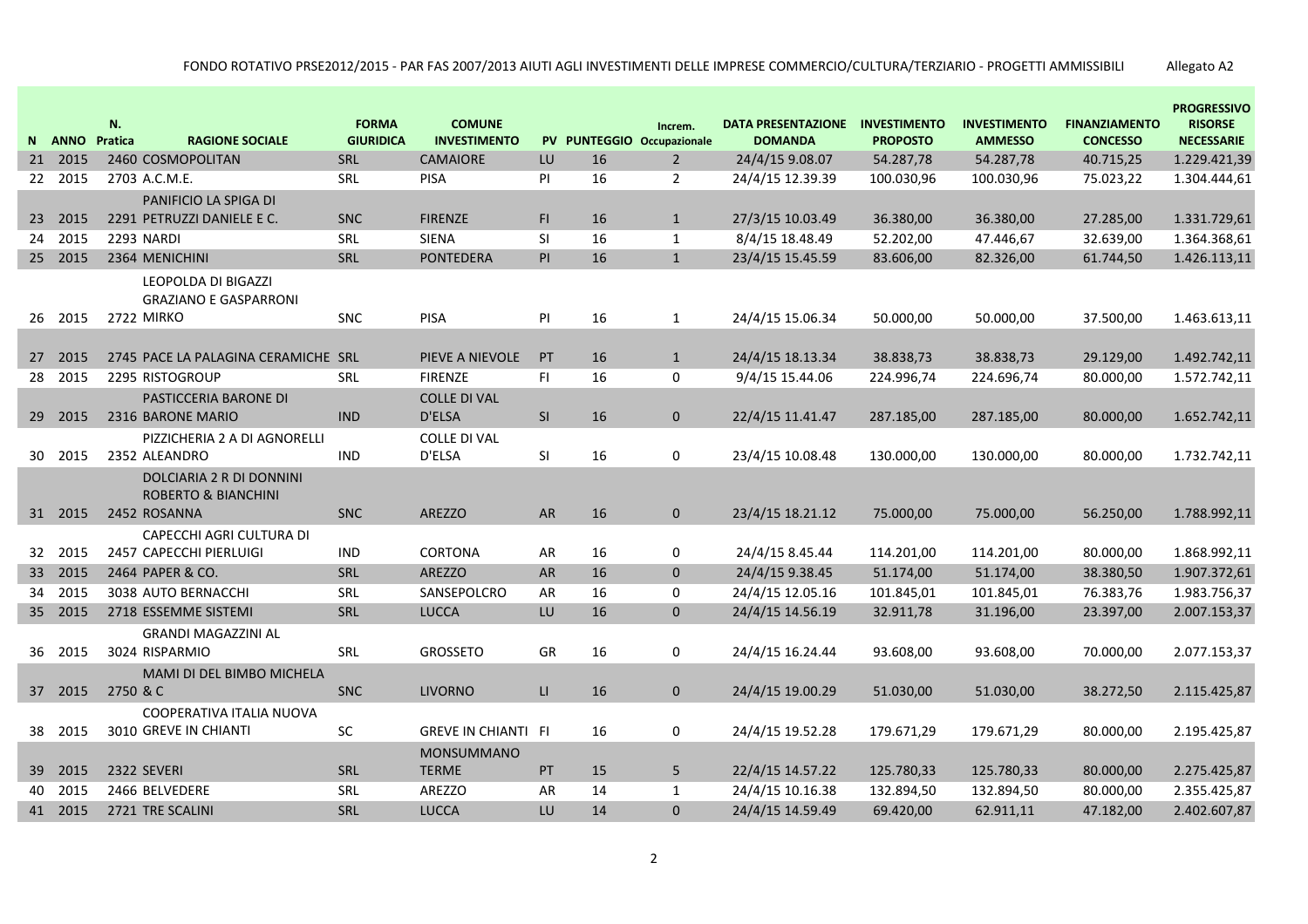FONDO ROTATIVO PRSE2012/2015 - PAR FAS 2007/2013 AIUTI AGLI INVESTIMENTI DELLE IMPRESE COMMERCIO/CULTURA/TERZIARIO - PROGETTI AMMISSIBILI Allegato A2

| N | ANNO | N. Pratica | RAGIONE SOCIALE | FORMA GIURIDICA | COMUNE INVESTIMENTO | PV | PUNTEGGIO | Increm. Occupazionale | DATA PRESENTAZIONE DOMANDA | INVESTIMENTO PROPOSTO | INVESTIMENTO AMMESSO | FINANZIAMENTO CONCESSO | PROGRESSIVO RISORSE NECESSARIE |
|---|---|---|---|---|---|---|---|---|---|---|---|---|---|
| 21 | 2015 | 2460 | COSMOPOLITAN | SRL | CAMAIORE | LU | 16 | 2 | 24/4/15 9.08.07 | 54.287,78 | 54.287,78 | 40.715,25 | 1.229.421,39 |
| 22 | 2015 | 2703 | A.C.M.E. | SRL | PISA | PI | 16 | 2 | 24/4/15 12.39.39 | 100.030,96 | 100.030,96 | 75.023,22 | 1.304.444,61 |
| 23 | 2015 | 2291 | PANIFICIO LA SPIGA DI PETRUZZI DANIELE E C. | SNC | FIRENZE | FI | 16 | 1 | 27/3/15 10.03.49 | 36.380,00 | 36.380,00 | 27.285,00 | 1.331.729,61 |
| 24 | 2015 | 2293 | NARDI | SRL | SIENA | SI | 16 | 1 | 8/4/15 18.48.49 | 52.202,00 | 47.446,67 | 32.639,00 | 1.364.368,61 |
| 25 | 2015 | 2364 | MENICHINI | SRL | PONTEDERA | PI | 16 | 1 | 23/4/15 15.45.59 | 83.606,00 | 82.326,00 | 61.744,50 | 1.426.113,11 |
| 26 | 2015 | 2722 | LEOPOLDA DI BIGAZZI GRAZIANO E GASPARRONI MIRKO | SNC | PISA | PI | 16 | 1 | 24/4/15 15.06.34 | 50.000,00 | 50.000,00 | 37.500,00 | 1.463.613,11 |
| 27 | 2015 | 2745 | PACE LA PALAGINA CERAMICHE | SRL | PIEVE A NIEVOLE | PT | 16 | 1 | 24/4/15 18.13.34 | 38.838,73 | 38.838,73 | 29.129,00 | 1.492.742,11 |
| 28 | 2015 | 2295 | RISTOGROUP | SRL | FIRENZE | FI | 16 | 0 | 9/4/15 15.44.06 | 224.996,74 | 224.696,74 | 80.000,00 | 1.572.742,11 |
| 29 | 2015 | 2316 | PASTICCERIA BARONE DI BARONE MARIO | IND | COLLE DI VAL D'ELSA | SI | 16 | 0 | 22/4/15 11.41.47 | 287.185,00 | 287.185,00 | 80.000,00 | 1.652.742,11 |
| 30 | 2015 | 2352 | PIZZICHERIA 2 A DI AGNORELLI ALEANDRO | IND | COLLE DI VAL D'ELSA | SI | 16 | 0 | 23/4/15 10.08.48 | 130.000,00 | 130.000,00 | 80.000,00 | 1.732.742,11 |
| 31 | 2015 | 2452 | DOLCIARIA 2 R DI DONNINI ROBERTO & BIANCHINI ROSANNA | SNC | AREZZO | AR | 16 | 0 | 23/4/15 18.21.12 | 75.000,00 | 75.000,00 | 56.250,00 | 1.788.992,11 |
| 32 | 2015 | 2457 | CAPECCHI AGRI CULTURA DI CAPECCHI PIERLUIGI | IND | CORTONA | AR | 16 | 0 | 24/4/15 8.45.44 | 114.201,00 | 114.201,00 | 80.000,00 | 1.868.992,11 |
| 33 | 2015 | 2464 | PAPER & CO. | SRL | AREZZO | AR | 16 | 0 | 24/4/15 9.38.45 | 51.174,00 | 51.174,00 | 38.380,50 | 1.907.372,61 |
| 34 | 2015 | 3038 | AUTO BERNACCHI | SRL | SANSEPOLCRO | AR | 16 | 0 | 24/4/15 12.05.16 | 101.845,01 | 101.845,01 | 76.383,76 | 1.983.756,37 |
| 35 | 2015 | 2718 | ESSEMME SISTEMI | SRL | LUCCA | LU | 16 | 0 | 24/4/15 14.56.19 | 32.911,78 | 31.196,00 | 23.397,00 | 2.007.153,37 |
| 36 | 2015 | 3024 | GRANDI MAGAZZINI AL RISPARMIO | SRL | GROSSETO | GR | 16 | 0 | 24/4/15 16.24.44 | 93.608,00 | 93.608,00 | 70.000,00 | 2.077.153,37 |
| 37 | 2015 | 2750 | MAMI DI DEL BIMBO MICHELA & C | SNC | LIVORNO | LI | 16 | 0 | 24/4/15 19.00.29 | 51.030,00 | 51.030,00 | 38.272,50 | 2.115.425,87 |
| 38 | 2015 | 3010 | COOPERATIVA ITALIA NUOVA GREVE IN CHIANTI | SC | GREVE IN CHIANTI | FI | 16 | 0 | 24/4/15 19.52.28 | 179.671,29 | 179.671,29 | 80.000,00 | 2.195.425,87 |
| 39 | 2015 | 2322 | SEVERI | SRL | MONSUMMANO TERME | PT | 15 | 5 | 22/4/15 14.57.22 | 125.780,33 | 125.780,33 | 80.000,00 | 2.275.425,87 |
| 40 | 2015 | 2466 | BELVEDERE | SRL | AREZZO | AR | 14 | 1 | 24/4/15 10.16.38 | 132.894,50 | 132.894,50 | 80.000,00 | 2.355.425,87 |
| 41 | 2015 | 2721 | TRE SCALINI | SRL | LUCCA | LU | 14 | 0 | 24/4/15 14.59.49 | 69.420,00 | 62.911,11 | 47.182,00 | 2.402.607,87 |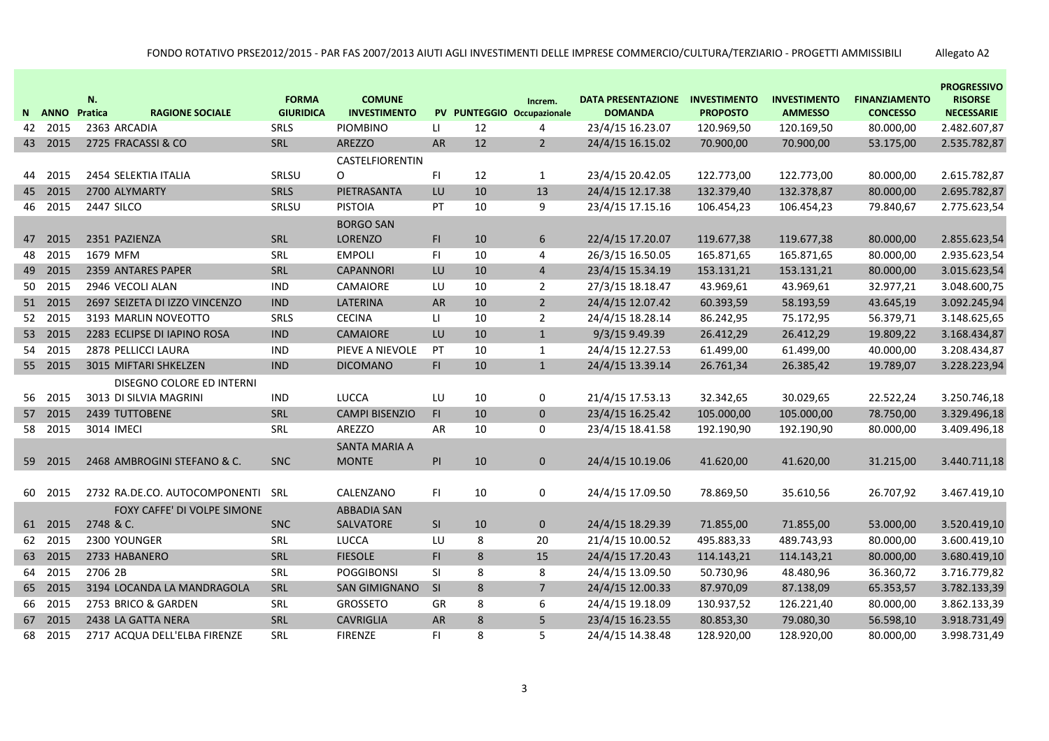FONDO ROTATIVO PRSE2012/2015 - PAR FAS 2007/2013 AIUTI AGLI INVESTIMENTI DELLE IMPRESE COMMERCIO/CULTURA/TERZIARIO - PROGETTI AMMISSIBILI Allegato A2

| N | ANNO | N. Pratica | RAGIONE SOCIALE | FORMA GIURIDICA | COMUNE INVESTIMENTO | PV | PUNTEGGIO | Increm. Occupazionale | DATA PRESENTAZIONE DOMANDA | INVESTIMENTO PROPOSTO | INVESTIMENTO AMMESSO | FINANZIAMENTO CONCESSO | PROGRESSIVO RISORSE NECESSARIE |
|---|---|---|---|---|---|---|---|---|---|---|---|---|---|
| 42 | 2015 | 2363 | ARCADIA | SRLS | PIOMBINO | LI | 12 | 4 | 23/4/15 16.23.07 | 120.969,50 | 120.169,50 | 80.000,00 | 2.482.607,87 |
| 43 | 2015 | 2725 | FRACASSI & CO | SRL | AREZZO | AR | 12 | 2 | 24/4/15 16.15.02 | 70.900,00 | 70.900,00 | 53.175,00 | 2.535.782,87 |
| 44 | 2015 | 2454 | SELEKTIA ITALIA | SRLSU | CASTELFIORENTINO | FI | 12 | 1 | 23/4/15 20.42.05 | 122.773,00 | 122.773,00 | 80.000,00 | 2.615.782,87 |
| 45 | 2015 | 2700 | ALYMARTY | SRLS | PIETRASANTA | LU | 10 | 13 | 24/4/15 12.17.38 | 132.379,40 | 132.378,87 | 80.000,00 | 2.695.782,87 |
| 46 | 2015 | 2447 | SILCO | SRLSU | PISTOIA | PT | 10 | 9 | 23/4/15 17.15.16 | 106.454,23 | 106.454,23 | 79.840,67 | 2.775.623,54 |
| 47 | 2015 | 2351 | PAZIENZA | SRL | BORGO SAN LORENZO | FI | 10 | 6 | 22/4/15 17.20.07 | 119.677,38 | 119.677,38 | 80.000,00 | 2.855.623,54 |
| 48 | 2015 | 1679 | MFM | SRL | EMPOLI | FI | 10 | 4 | 26/3/15 16.50.05 | 165.871,65 | 165.871,65 | 80.000,00 | 2.935.623,54 |
| 49 | 2015 | 2359 | ANTARES PAPER | SRL | CAPANNORI | LU | 10 | 4 | 23/4/15 15.34.19 | 153.131,21 | 153.131,21 | 80.000,00 | 3.015.623,54 |
| 50 | 2015 | 2946 | VECOLI ALAN | IND | CAMAIORE | LU | 10 | 2 | 27/3/15 18.18.47 | 43.969,61 | 43.969,61 | 32.977,21 | 3.048.600,75 |
| 51 | 2015 | 2697 | SEIZETA DI IZZO VINCENZO | IND | LATERINA | AR | 10 | 2 | 24/4/15 12.07.42 | 60.393,59 | 58.193,59 | 43.645,19 | 3.092.245,94 |
| 52 | 2015 | 3193 | MARLIN NOVEOTTO | SRLS | CECINA | LI | 10 | 2 | 24/4/15 18.28.14 | 86.242,95 | 75.172,95 | 56.379,71 | 3.148.625,65 |
| 53 | 2015 | 2283 | ECLIPSE DI IAPINO ROSA | IND | CAMAIORE | LU | 10 | 1 | 9/3/15 9.49.39 | 26.412,29 | 26.412,29 | 19.809,22 | 3.168.434,87 |
| 54 | 2015 | 2878 | PELLICCI LAURA | IND | PIEVE A NIEVOLE | PT | 10 | 1 | 24/4/15 12.27.53 | 61.499,00 | 61.499,00 | 40.000,00 | 3.208.434,87 |
| 55 | 2015 | 3015 | MIFTARI SHKELZEN | IND | DICOMANO | FI | 10 | 1 | 24/4/15 13.39.14 | 26.761,34 | 26.385,42 | 19.789,07 | 3.228.223,94 |
| 56 | 2015 | 3013 | DISEGNO COLORE ED INTERNI DI SILVIA MAGRINI | IND | LUCCA | LU | 10 | 0 | 21/4/15 17.53.13 | 32.342,65 | 30.029,65 | 22.522,24 | 3.250.746,18 |
| 57 | 2015 | 2439 | TUTTOBENE | SRL | CAMPI BISENZIO | FI | 10 | 0 | 23/4/15 16.25.42 | 105.000,00 | 105.000,00 | 78.750,00 | 3.329.496,18 |
| 58 | 2015 | 3014 | IMECI | SRL | AREZZO | AR | 10 | 0 | 23/4/15 18.41.58 | 192.190,90 | 192.190,90 | 80.000,00 | 3.409.496,18 |
| 59 | 2015 | 2468 | AMBROGINI STEFANO & C. | SNC | SANTA MARIA A MONTE | PI | 10 | 0 | 24/4/15 10.19.06 | 41.620,00 | 41.620,00 | 31.215,00 | 3.440.711,18 |
| 60 | 2015 | 2732 | RA.DE.CO. AUTOCOMPONENTI | SRL | CALENZANO | FI | 10 | 0 | 24/4/15 17.09.50 | 78.869,50 | 35.610,56 | 26.707,92 | 3.467.419,10 |
| 61 | 2015 | 2748 | FOXY CAFFE' DI VOLPE SIMONE & C. | SNC | ABBADIA SAN SALVATORE | SI | 10 | 0 | 24/4/15 18.29.39 | 71.855,00 | 71.855,00 | 53.000,00 | 3.520.419,10 |
| 62 | 2015 | 2300 | YOUNGER | SRL | LUCCA | LU | 8 | 20 | 21/4/15 10.00.52 | 495.883,33 | 489.743,93 | 80.000,00 | 3.600.419,10 |
| 63 | 2015 | 2733 | HABANERO | SRL | FIESOLE | FI | 8 | 15 | 24/4/15 17.20.43 | 114.143,21 | 114.143,21 | 80.000,00 | 3.680.419,10 |
| 64 | 2015 | 2706 | 2B | SRL | POGGIBONSI | SI | 8 | 8 | 24/4/15 13.09.50 | 50.730,96 | 48.480,96 | 36.360,72 | 3.716.779,82 |
| 65 | 2015 | 3194 | LOCANDA LA MANDRAGOLA | SRL | SAN GIMIGNANO | SI | 8 | 7 | 24/4/15 12.00.33 | 87.970,09 | 87.138,09 | 65.353,57 | 3.782.133,39 |
| 66 | 2015 | 2753 | BRICO & GARDEN | SRL | GROSSETO | GR | 8 | 6 | 24/4/15 19.18.09 | 130.937,52 | 126.221,40 | 80.000,00 | 3.862.133,39 |
| 67 | 2015 | 2438 | LA GATTA NERA | SRL | CAVRIGLIA | AR | 8 | 5 | 23/4/15 16.23.55 | 80.853,30 | 79.080,30 | 56.598,10 | 3.918.731,49 |
| 68 | 2015 | 2717 | ACQUA DELL'ELBA FIRENZE | SRL | FIRENZE | FI | 8 | 5 | 24/4/15 14.38.48 | 128.920,00 | 128.920,00 | 80.000,00 | 3.998.731,49 |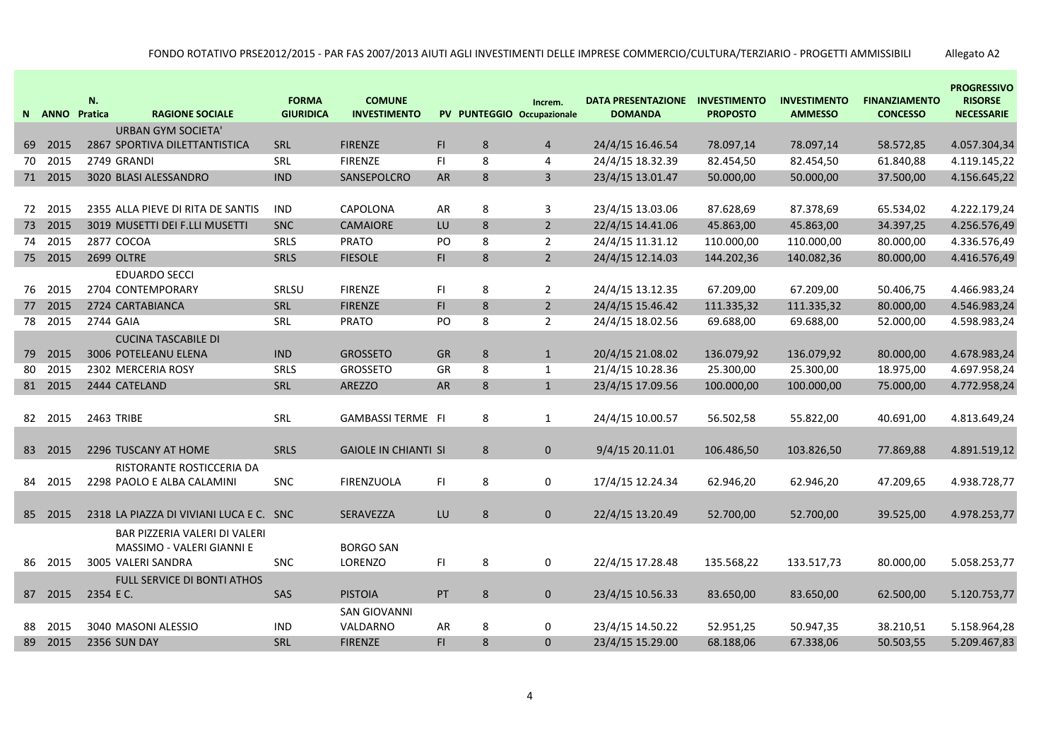FONDO ROTATIVO PRSE2012/2015 - PAR FAS 2007/2013 AIUTI AGLI INVESTIMENTI DELLE IMPRESE COMMERCIO/CULTURA/TERZIARIO - PROGETTI AMMISSIBILI Allegato A2

| N | ANNO | N. Pratica | RAGIONE SOCIALE | FORMA GIURIDICA | COMUNE INVESTIMENTO | PV | PUNTEGGIO | Increm. Occupazionale | DATA PRESENTAZIONE DOMANDA | INVESTIMENTO PROPOSTO | INVESTIMENTO AMMESSO | FINANZIAMENTO CONCESSO | PROGRESSIVO RISORSE NECESSARIE |
|---|---|---|---|---|---|---|---|---|---|---|---|---|---|
| 69 | 2015 | 2867 | URBAN GYM SOCIETA' SPORTIVA DILETTANTISTICA | SRL | FIRENZE | FI | 8 | 4 | 24/4/15 16.46.54 | 78.097,14 | 78.097,14 | 58.572,85 | 4.057.304,34 |
| 70 | 2015 | 2749 | GRANDI | SRL | FIRENZE | FI | 8 | 4 | 24/4/15 18.32.39 | 82.454,50 | 82.454,50 | 61.840,88 | 4.119.145,22 |
| 71 | 2015 | 3020 | BLASI ALESSANDRO | IND | SANSEPOLCRO | AR | 8 | 3 | 23/4/15 13.01.47 | 50.000,00 | 50.000,00 | 37.500,00 | 4.156.645,22 |
| 72 | 2015 | 2355 | ALLA PIEVE DI RITA DE SANTIS | IND | CAPOLONA | AR | 8 | 3 | 23/4/15 13.03.06 | 87.628,69 | 87.378,69 | 65.534,02 | 4.222.179,24 |
| 73 | 2015 | 3019 | MUSETTI DEI F.LLI MUSETTI | SNC | CAMAIORE | LU | 8 | 2 | 22/4/15 14.41.06 | 45.863,00 | 45.863,00 | 34.397,25 | 4.256.576,49 |
| 74 | 2015 | 2877 | COCOA | SRLS | PRATO | PO | 8 | 2 | 24/4/15 11.31.12 | 110.000,00 | 110.000,00 | 80.000,00 | 4.336.576,49 |
| 75 | 2015 | 2699 | OLTRE | SRLS | FIESOLE | FI | 8 | 2 | 24/4/15 12.14.03 | 144.202,36 | 140.082,36 | 80.000,00 | 4.416.576,49 |
| 76 | 2015 | 2704 | EDUARDO SECCI CONTEMPORARY | SRLSU | FIRENZE | FI | 8 | 2 | 24/4/15 13.12.35 | 67.209,00 | 67.209,00 | 50.406,75 | 4.466.983,24 |
| 77 | 2015 | 2724 | CARTABIANCA | SRL | FIRENZE | FI | 8 | 2 | 24/4/15 15.46.42 | 111.335,32 | 111.335,32 | 80.000,00 | 4.546.983,24 |
| 78 | 2015 | 2744 | GAIA | SRL | PRATO | PO | 8 | 2 | 24/4/15 18.02.56 | 69.688,00 | 69.688,00 | 52.000,00 | 4.598.983,24 |
| 79 | 2015 | 3006 | CUCINA TASCABILE DI POTELEANU ELENA | IND | GROSSETO | GR | 8 | 1 | 20/4/15 21.08.02 | 136.079,92 | 136.079,92 | 80.000,00 | 4.678.983,24 |
| 80 | 2015 | 2302 | MERCERIA ROSY | SRLS | GROSSETO | GR | 8 | 1 | 21/4/15 10.28.36 | 25.300,00 | 25.300,00 | 18.975,00 | 4.697.958,24 |
| 81 | 2015 | 2444 | CATELAND | SRL | AREZZO | AR | 8 | 1 | 23/4/15 17.09.56 | 100.000,00 | 100.000,00 | 75.000,00 | 4.772.958,24 |
| 82 | 2015 | 2463 | TRIBE | SRL | GAMBASSI TERME | FI | 8 | 1 | 24/4/15 10.00.57 | 56.502,58 | 55.822,00 | 40.691,00 | 4.813.649,24 |
| 83 | 2015 | 2296 | TUSCANY AT HOME | SRLS | GAIOLE IN CHIANTI | SI | 8 | 0 | 9/4/15 20.11.01 | 106.486,50 | 103.826,50 | 77.869,88 | 4.891.519,12 |
| 84 | 2015 | 2298 | RISTORANTE ROSTICCERIA DA PAOLO E ALBA CALAMINI | SNC | FIRENZUOLA | FI | 8 | 0 | 17/4/15 12.24.34 | 62.946,20 | 62.946,20 | 47.209,65 | 4.938.728,77 |
| 85 | 2015 | 2318 | LA PIAZZA DI VIVIANI LUCA E C. | SNC | SERAVEZZA | LU | 8 | 0 | 22/4/15 13.20.49 | 52.700,00 | 52.700,00 | 39.525,00 | 4.978.253,77 |
| 86 | 2015 | 3005 | BAR PIZZERIA VALERI DI VALERI MASSIMO - VALERI GIANNI E VALERI SANDRA | SNC | BORGO SAN LORENZO | FI | 8 | 0 | 22/4/15 17.28.48 | 135.568,22 | 133.517,73 | 80.000,00 | 5.058.253,77 |
| 87 | 2015 | 2354 | FULL SERVICE DI BONTI ATHOS E C. | SAS | PISTOIA | PT | 8 | 0 | 23/4/15 10.56.33 | 83.650,00 | 83.650,00 | 62.500,00 | 5.120.753,77 |
| 88 | 2015 | 3040 | MASONI ALESSIO | IND | SAN GIOVANNI VALDARNO | AR | 8 | 0 | 23/4/15 14.50.22 | 52.951,25 | 50.947,35 | 38.210,51 | 5.158.964,28 |
| 89 | 2015 | 2356 | SUN DAY | SRL | FIRENZE | FI | 8 | 0 | 23/4/15 15.29.00 | 68.188,06 | 67.338,06 | 50.503,55 | 5.209.467,83 |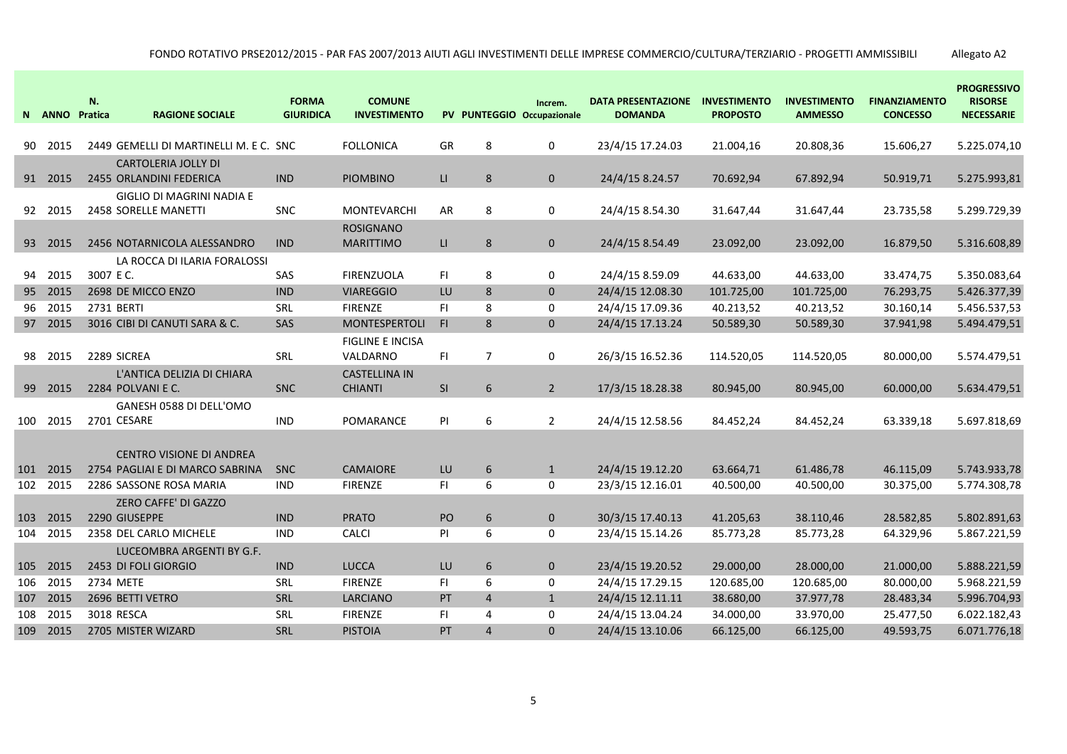FONDO ROTATIVO PRSE2012/2015 - PAR FAS 2007/2013 AIUTI AGLI INVESTIMENTI DELLE IMPRESE COMMERCIO/CULTURA/TERZIARIO - PROGETTI AMMISSIBILI Allegato A2

| N | ANNO | N. Pratica | RAGIONE SOCIALE | FORMA GIURIDICA | COMUNE INVESTIMENTO | PV | PUNTEGGIO | Increm. Occupazionale | DATA PRESENTAZIONE DOMANDA | INVESTIMENTO PROPOSTO | INVESTIMENTO AMMESSO | FINANZIAMENTO CONCESSO | PROGRESSIVO RISORSE NECESSARIE |
|---|---|---|---|---|---|---|---|---|---|---|---|---|---|
| 90 | 2015 | 2449 | GEMELLI DI MARTINELLI M. E C. | SNC | FOLLONICA | GR | 8 | 0 | 23/4/15 17.24.03 | 21.004,16 | 20.808,36 | 15.606,27 | 5.225.074,10 |
| 91 | 2015 | 2455 | CARTOLERIA JOLLY DI ORLANDINI FEDERICA | IND | PIOMBINO | LI | 8 | 0 | 24/4/15 8.24.57 | 70.692,94 | 67.892,94 | 50.919,71 | 5.275.993,81 |
| 92 | 2015 | 2458 | GIGLIO DI MAGRINI NADIA E SORELLE MANETTI | SNC | MONTEVARCHI | AR | 8 | 0 | 24/4/15 8.54.30 | 31.647,44 | 31.647,44 | 23.735,58 | 5.299.729,39 |
| 93 | 2015 | 2456 | NOTARNICOLA ALESSANDRO | IND | ROSIGNANO MARITTIMO | LI | 8 | 0 | 24/4/15 8.54.49 | 23.092,00 | 23.092,00 | 16.879,50 | 5.316.608,89 |
| 94 | 2015 | 3007 | LA ROCCA DI ILARIA FORALOSSI E C. | SAS | FIRENZUOLA | FI | 8 | 0 | 24/4/15 8.59.09 | 44.633,00 | 44.633,00 | 33.474,75 | 5.350.083,64 |
| 95 | 2015 | 2698 | DE MICCO ENZO | IND | VIAREGGIO | LU | 8 | 0 | 24/4/15 12.08.30 | 101.725,00 | 101.725,00 | 76.293,75 | 5.426.377,39 |
| 96 | 2015 | 2731 | BERTI | SRL | FIRENZE | FI | 8 | 0 | 24/4/15 17.09.36 | 40.213,52 | 40.213,52 | 30.160,14 | 5.456.537,53 |
| 97 | 2015 | 3016 | CIBI DI CANUTI SARA & C. | SAS | MONTESPERTOLI | FI | 8 | 0 | 24/4/15 17.13.24 | 50.589,30 | 50.589,30 | 37.941,98 | 5.494.479,51 |
| 98 | 2015 | 2289 | SICREA | SRL | FIGLINE E INCISA VALDARNO | FI | 7 | 0 | 26/3/15 16.52.36 | 114.520,05 | 114.520,05 | 80.000,00 | 5.574.479,51 |
| 99 | 2015 | 2284 | L'ANTICA DELIZIA DI CHIARA POLVANI E C. | SNC | CASTELLINA IN CHIANTI | SI | 6 | 2 | 17/3/15 18.28.38 | 80.945,00 | 80.945,00 | 60.000,00 | 5.634.479,51 |
| 100 | 2015 | 2701 | GANESH 0588 DI DELL'OMO CESARE | IND | POMARANCE | PI | 6 | 2 | 24/4/15 12.58.56 | 84.452,24 | 84.452,24 | 63.339,18 | 5.697.818,69 |
| 101 | 2015 | 2754 | CENTRO VISIONE DI ANDREA PAGLIAI E DI MARCO SABRINA | SNC | CAMAIORE | LU | 6 | 1 | 24/4/15 19.12.20 | 63.664,71 | 61.486,78 | 46.115,09 | 5.743.933,78 |
| 102 | 2015 | 2286 | SASSONE ROSA MARIA | IND | FIRENZE | FI | 6 | 0 | 23/3/15 12.16.01 | 40.500,00 | 40.500,00 | 30.375,00 | 5.774.308,78 |
| 103 | 2015 | 2290 | ZERO CAFFE' DI GAZZO GIUSEPPE | IND | PRATO | PO | 6 | 0 | 30/3/15 17.40.13 | 41.205,63 | 38.110,46 | 28.582,85 | 5.802.891,63 |
| 104 | 2015 | 2358 | DEL CARLO MICHELE | IND | CALCI | PI | 6 | 0 | 23/4/15 15.14.26 | 85.773,28 | 85.773,28 | 64.329,96 | 5.867.221,59 |
| 105 | 2015 | 2453 | LUCEOMBRA ARGENTI BY G.F. DI FOLI GIORGIO | IND | LUCCA | LU | 6 | 0 | 23/4/15 19.20.52 | 29.000,00 | 28.000,00 | 21.000,00 | 5.888.221,59 |
| 106 | 2015 | 2734 | METE | SRL | FIRENZE | FI | 6 | 0 | 24/4/15 17.29.15 | 120.685,00 | 120.685,00 | 80.000,00 | 5.968.221,59 |
| 107 | 2015 | 2696 | BETTI VETRO | SRL | LARCIANO | PT | 4 | 1 | 24/4/15 12.11.11 | 38.680,00 | 37.977,78 | 28.483,34 | 5.996.704,93 |
| 108 | 2015 | 3018 | RESCA | SRL | FIRENZE | FI | 4 | 0 | 24/4/15 13.04.24 | 34.000,00 | 33.970,00 | 25.477,50 | 6.022.182,43 |
| 109 | 2015 | 2705 | MISTER WIZARD | SRL | PISTOIA | PT | 4 | 0 | 24/4/15 13.10.06 | 66.125,00 | 66.125,00 | 49.593,75 | 6.071.776,18 |